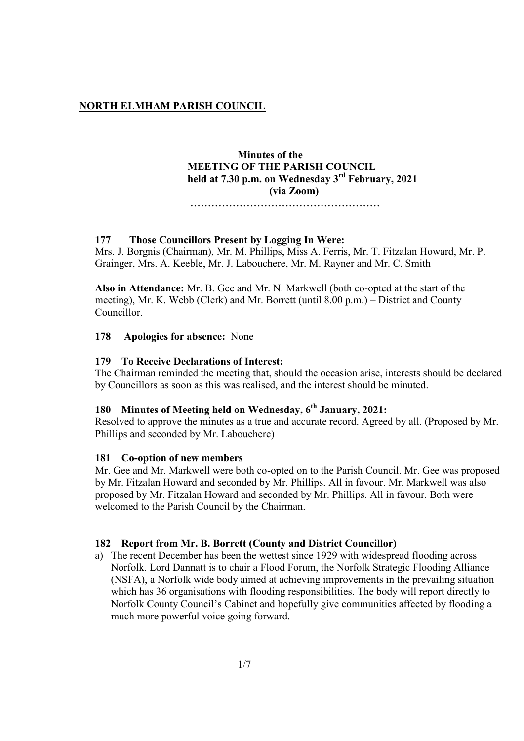**NORTH ELMHAM PARISH COUNCIL**

**Minutes of the**
**MEETING OF THE PARISH COUNCIL**
**held at 7.30 p.m. on Wednesday 3rd February, 2021**
**(via Zoom)**

**………………………………………………**

**177 Those Councillors Present by Logging In Were:**
Mrs. J. Borgnis (Chairman), Mr. M. Phillips, Miss A. Ferris, Mr. T. Fitzalan Howard, Mr. P. Grainger, Mrs. A. Keeble, Mr. J. Labouchere, Mr. M. Rayner and Mr. C. Smith

**Also in Attendance:** Mr. B. Gee and Mr. N. Markwell (both co-opted at the start of the meeting), Mr. K. Webb (Clerk) and Mr. Borrett (until 8.00 p.m.) – District and County Councillor.

**178 Apologies for absence:** None

**179 To Receive Declarations of Interest:**
The Chairman reminded the meeting that, should the occasion arise, interests should be declared by Councillors as soon as this was realised, and the interest should be minuted.

**180 Minutes of Meeting held on Wednesday, 6th January, 2021:**
Resolved to approve the minutes as a true and accurate record. Agreed by all. (Proposed by Mr. Phillips and seconded by Mr. Labouchere)

**181 Co-option of new members**
Mr. Gee and Mr. Markwell were both co-opted on to the Parish Council. Mr. Gee was proposed by Mr. Fitzalan Howard and seconded by Mr. Phillips. All in favour. Mr. Markwell was also proposed by Mr. Fitzalan Howard and seconded by Mr. Phillips. All in favour. Both were welcomed to the Parish Council by the Chairman.

**182 Report from Mr. B. Borrett (County and District Councillor)**

a) The recent December has been the wettest since 1929 with widespread flooding across Norfolk. Lord Dannatt is to chair a Flood Forum, the Norfolk Strategic Flooding Alliance (NSFA), a Norfolk wide body aimed at achieving improvements in the prevailing situation which has 36 organisations with flooding responsibilities. The body will report directly to Norfolk County Council's Cabinet and hopefully give communities affected by flooding a much more powerful voice going forward.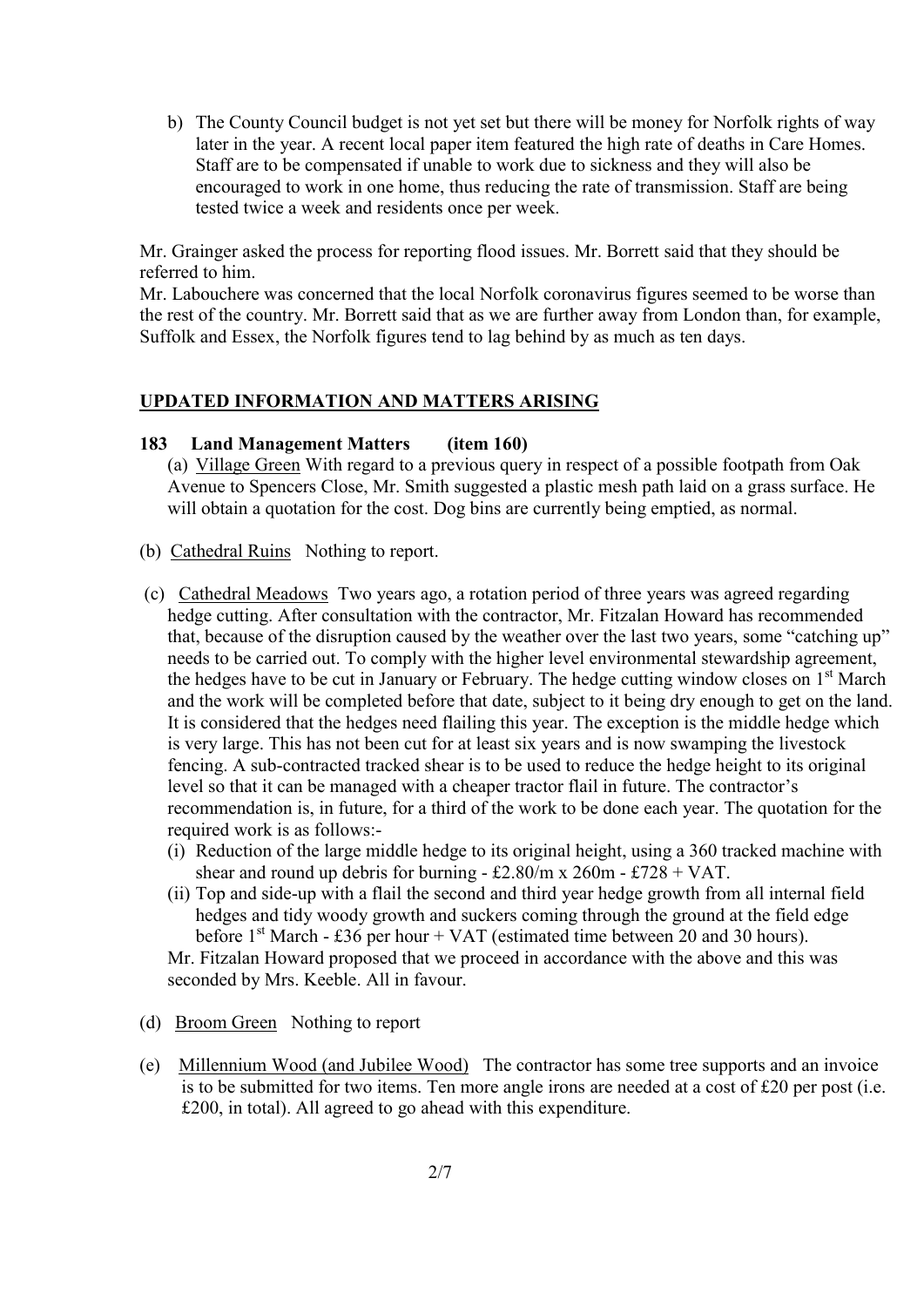b) The County Council budget is not yet set but there will be money for Norfolk rights of way later in the year. A recent local paper item featured the high rate of deaths in Care Homes. Staff are to be compensated if unable to work due to sickness and they will also be encouraged to work in one home, thus reducing the rate of transmission. Staff are being tested twice a week and residents once per week.

Mr. Grainger asked the process for reporting flood issues. Mr. Borrett said that they should be referred to him.

Mr. Labouchere was concerned that the local Norfolk coronavirus figures seemed to be worse than the rest of the country. Mr. Borrett said that as we are further away from London than, for example, Suffolk and Essex, the Norfolk figures tend to lag behind by as much as ten days.

## UPDATED INFORMATION AND MATTERS ARISING

### 183 Land Management Matters (item 160)

(a) Village Green With regard to a previous query in respect of a possible footpath from Oak Avenue to Spencers Close, Mr. Smith suggested a plastic mesh path laid on a grass surface. He will obtain a quotation for the cost. Dog bins are currently being emptied, as normal.

(b) Cathedral Ruins Nothing to report.

(c) Cathedral Meadows Two years ago, a rotation period of three years was agreed regarding hedge cutting. After consultation with the contractor, Mr. Fitzalan Howard has recommended that, because of the disruption caused by the weather over the last two years, some "catching up" needs to be carried out. To comply with the higher level environmental stewardship agreement, the hedges have to be cut in January or February. The hedge cutting window closes on 1st March and the work will be completed before that date, subject to it being dry enough to get on the land. It is considered that the hedges need flailing this year. The exception is the middle hedge which is very large. This has not been cut for at least six years and is now swamping the livestock fencing. A sub-contracted tracked shear is to be used to reduce the hedge height to its original level so that it can be managed with a cheaper tractor flail in future. The contractor's recommendation is, in future, for a third of the work to be done each year. The quotation for the required work is as follows:-

(i) Reduction of the large middle hedge to its original height, using a 360 tracked machine with shear and round up debris for burning - £2.80/m x 260m - £728 + VAT.

(ii) Top and side-up with a flail the second and third year hedge growth from all internal field hedges and tidy woody growth and suckers coming through the ground at the field edge before 1st March - £36 per hour + VAT (estimated time between 20 and 30 hours).

Mr. Fitzalan Howard proposed that we proceed in accordance with the above and this was seconded by Mrs. Keeble. All in favour.

(d) Broom Green Nothing to report

(e) Millennium Wood (and Jubilee Wood) The contractor has some tree supports and an invoice is to be submitted for two items. Ten more angle irons are needed at a cost of £20 per post (i.e. £200, in total). All agreed to go ahead with this expenditure.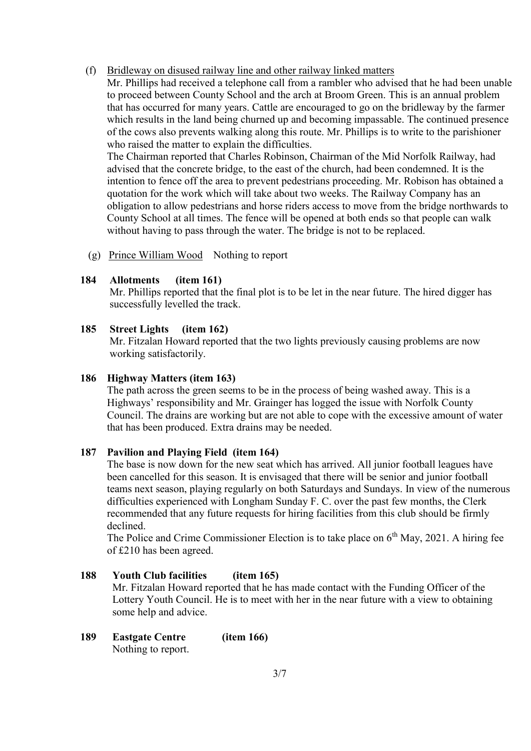(f) Bridleway on disused railway line and other railway linked matters

Mr. Phillips had received a telephone call from a rambler who advised that he had been unable to proceed between County School and the arch at Broom Green. This is an annual problem that has occurred for many years. Cattle are encouraged to go on the bridleway by the farmer which results in the land being churned up and becoming impassable. The continued presence of the cows also prevents walking along this route. Mr. Phillips is to write to the parishioner who raised the matter to explain the difficulties.

The Chairman reported that Charles Robinson, Chairman of the Mid Norfolk Railway, had advised that the concrete bridge, to the east of the church, had been condemned. It is the intention to fence off the area to prevent pedestrians proceeding. Mr. Robison has obtained a quotation for the work which will take about two weeks. The Railway Company has an obligation to allow pedestrians and horse riders access to move from the bridge northwards to County School at all times. The fence will be opened at both ends so that people can walk without having to pass through the water. The bridge is not to be replaced.

(g) Prince William Wood Nothing to report

**184 Allotments (item 161)**

Mr. Phillips reported that the final plot is to be let in the near future. The hired digger has successfully levelled the track.

**185 Street Lights (item 162)**

Mr. Fitzalan Howard reported that the two lights previously causing problems are now working satisfactorily.

**186 Highway Matters (item 163)**

The path across the green seems to be in the process of being washed away. This is a Highways' responsibility and Mr. Grainger has logged the issue with Norfolk County Council. The drains are working but are not able to cope with the excessive amount of water that has been produced. Extra drains may be needed.

**187 Pavilion and Playing Field (item 164)**

The base is now down for the new seat which has arrived. All junior football leagues have been cancelled for this season. It is envisaged that there will be senior and junior football teams next season, playing regularly on both Saturdays and Sundays. In view of the numerous difficulties experienced with Longham Sunday F. C. over the past few months, the Clerk recommended that any future requests for hiring facilities from this club should be firmly declined.

The Police and Crime Commissioner Election is to take place on 6th May, 2021. A hiring fee of £210 has been agreed.

**188 Youth Club facilities (item 165)**

Mr. Fitzalan Howard reported that he has made contact with the Funding Officer of the Lottery Youth Council. He is to meet with her in the near future with a view to obtaining some help and advice.

**189 Eastgate Centre (item 166)**

Nothing to report.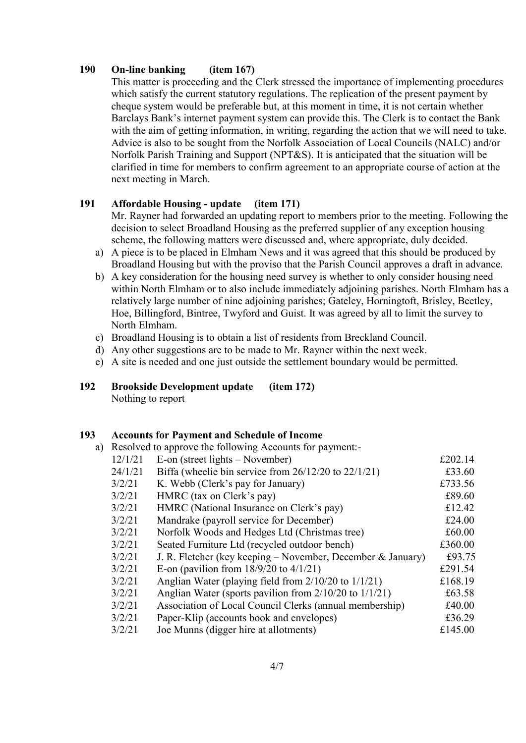**190 On-line banking (item 167)**

This matter is proceeding and the Clerk stressed the importance of implementing procedures which satisfy the current statutory regulations. The replication of the present payment by cheque system would be preferable but, at this moment in time, it is not certain whether Barclays Bank's internet payment system can provide this. The Clerk is to contact the Bank with the aim of getting information, in writing, regarding the action that we will need to take. Advice is also to be sought from the Norfolk Association of Local Councils (NALC) and/or Norfolk Parish Training and Support (NPT&S). It is anticipated that the situation will be clarified in time for members to confirm agreement to an appropriate course of action at the next meeting in March.

**191 Affordable Housing - update (item 171)**

Mr. Rayner had forwarded an updating report to members prior to the meeting. Following the decision to select Broadland Housing as the preferred supplier of any exception housing scheme, the following matters were discussed and, where appropriate, duly decided.

a) A piece is to be placed in Elmham News and it was agreed that this should be produced by Broadland Housing but with the proviso that the Parish Council approves a draft in advance.
b) A key consideration for the housing need survey is whether to only consider housing need within North Elmham or to also include immediately adjoining parishes. North Elmham has a relatively large number of nine adjoining parishes; Gateley, Horningtoft, Brisley, Beetley, Hoe, Billingford, Bintree, Twyford and Guist. It was agreed by all to limit the survey to North Elmham.
c) Broadland Housing is to obtain a list of residents from Breckland Council.
d) Any other suggestions are to be made to Mr. Rayner within the next week.
e) A site is needed and one just outside the settlement boundary would be permitted.

**192 Brookside Development update (item 172)**

Nothing to report

**193 Accounts for Payment and Schedule of Income**

a) Resolved to approve the following Accounts for payment:-

| | | |
|---|---|---|
| 12/1/21 | E-on (street lights – November) | £202.14 |
| 24/1/21 | Biffa (wheelie bin service from 26/12/20 to 22/1/21) | £33.60 |
| 3/2/21 | K. Webb (Clerk's pay for January) | £733.56 |
| 3/2/21 | HMRC (tax on Clerk's pay) | £89.60 |
| 3/2/21 | HMRC (National Insurance on Clerk's pay) | £12.42 |
| 3/2/21 | Mandrake (payroll service for December) | £24.00 |
| 3/2/21 | Norfolk Woods and Hedges Ltd (Christmas tree) | £60.00 |
| 3/2/21 | Seated Furniture Ltd (recycled outdoor bench) | £360.00 |
| 3/2/21 | J. R. Fletcher (key keeping – November, December & January) | £93.75 |
| 3/2/21 | E-on (pavilion from 18/9/20 to 4/1/21) | £291.54 |
| 3/2/21 | Anglian Water (playing field from 2/10/20 to 1/1/21) | £168.19 |
| 3/2/21 | Anglian Water (sports pavilion from 2/10/20 to 1/1/21) | £63.58 |
| 3/2/21 | Association of Local Council Clerks (annual membership) | £40.00 |
| 3/2/21 | Paper-Klip (accounts book and envelopes) | £36.29 |
| 3/2/21 | Joe Munns (digger hire at allotments) | £145.00 |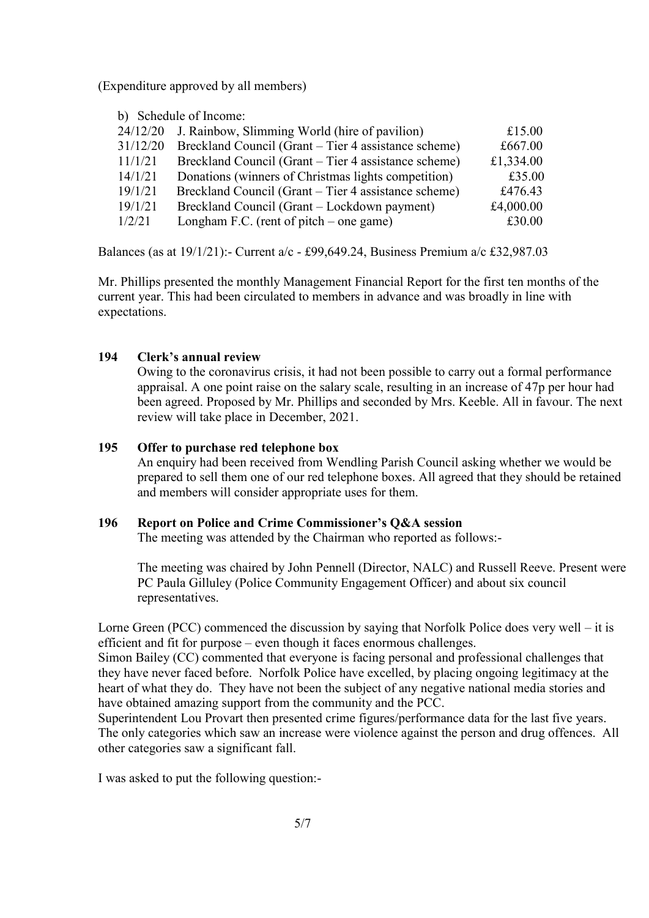(Expenditure approved by all members)

b) Schedule of Income:

| Date | Description | Amount |
|---|---|---|
| 24/12/20 | J. Rainbow, Slimming World (hire of pavilion) | £15.00 |
| 31/12/20 | Breckland Council (Grant – Tier 4 assistance scheme) | £667.00 |
| 11/1/21 | Breckland Council (Grant – Tier 4 assistance scheme) | £1,334.00 |
| 14/1/21 | Donations (winners of Christmas lights competition) | £35.00 |
| 19/1/21 | Breckland Council (Grant – Tier 4 assistance scheme) | £476.43 |
| 19/1/21 | Breckland Council (Grant – Lockdown payment) | £4,000.00 |
| 1/2/21 | Longham F.C. (rent of pitch – one game) | £30.00 |

Balances (as at 19/1/21):- Current a/c - £99,649.24, Business Premium a/c £32,987.03

Mr. Phillips presented the monthly Management Financial Report for the first ten months of the current year. This had been circulated to members in advance and was broadly in line with expectations.

**194 Clerk's annual review**

Owing to the coronavirus crisis, it had not been possible to carry out a formal performance appraisal. A one point raise on the salary scale, resulting in an increase of 47p per hour had been agreed. Proposed by Mr. Phillips and seconded by Mrs. Keeble. All in favour. The next review will take place in December, 2021.

**195 Offer to purchase red telephone box**

An enquiry had been received from Wendling Parish Council asking whether we would be prepared to sell them one of our red telephone boxes. All agreed that they should be retained and members will consider appropriate uses for them.

**196 Report on Police and Crime Commissioner's Q&A session**

The meeting was attended by the Chairman who reported as follows:-

The meeting was chaired by John Pennell (Director, NALC) and Russell Reeve. Present were PC Paula Gilluley (Police Community Engagement Officer) and about six council representatives.

Lorne Green (PCC) commenced the discussion by saying that Norfolk Police does very well – it is efficient and fit for purpose – even though it faces enormous challenges.

Simon Bailey (CC) commented that everyone is facing personal and professional challenges that they have never faced before. Norfolk Police have excelled, by placing ongoing legitimacy at the heart of what they do. They have not been the subject of any negative national media stories and have obtained amazing support from the community and the PCC.

Superintendent Lou Provart then presented crime figures/performance data for the last five years. The only categories which saw an increase were violence against the person and drug offences. All other categories saw a significant fall.

I was asked to put the following question:-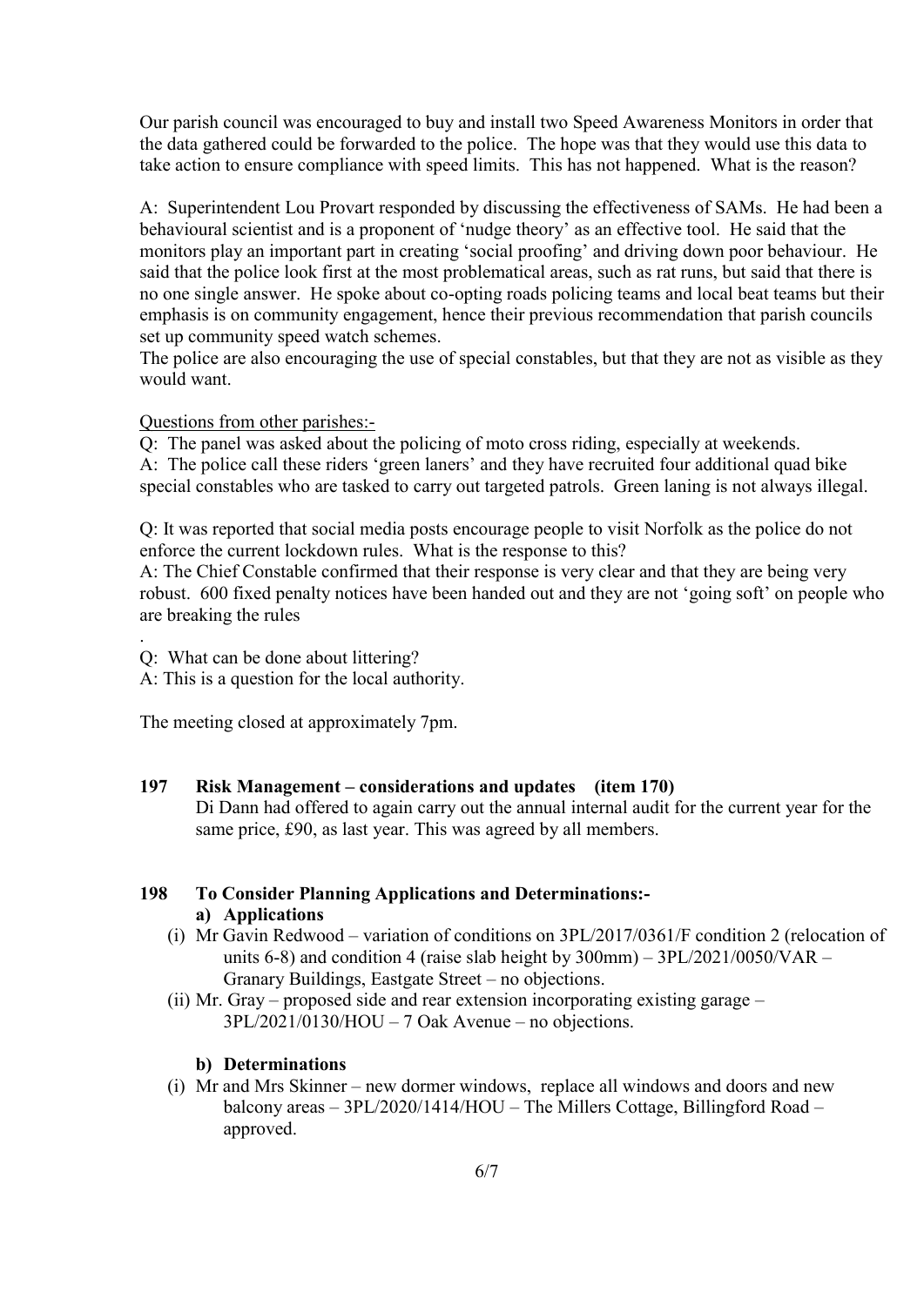Our parish council was encouraged to buy and install two Speed Awareness Monitors in order that the data gathered could be forwarded to the police. The hope was that they would use this data to take action to ensure compliance with speed limits. This has not happened. What is the reason?

A: Superintendent Lou Provart responded by discussing the effectiveness of SAMs. He had been a behavioural scientist and is a proponent of 'nudge theory' as an effective tool. He said that the monitors play an important part in creating 'social proofing' and driving down poor behaviour. He said that the police look first at the most problematical areas, such as rat runs, but said that there is no one single answer. He spoke about co-opting roads policing teams and local beat teams but their emphasis is on community engagement, hence their previous recommendation that parish councils set up community speed watch schemes.
The police are also encouraging the use of special constables, but that they are not as visible as they would want.

<u>Questions from other parishes:-</u>

Q: The panel was asked about the policing of moto cross riding, especially at weekends.
A: The police call these riders 'green laners' and they have recruited four additional quad bike special constables who are tasked to carry out targeted patrols. Green laning is not always illegal.

Q: It was reported that social media posts encourage people to visit Norfolk as the police do not enforce the current lockdown rules. What is the response to this?
A: The Chief Constable confirmed that their response is very clear and that they are being very robust. 600 fixed penalty notices have been handed out and they are not 'going soft' on people who are breaking the rules

.
Q: What can be done about littering?
A: This is a question for the local authority.

The meeting closed at approximately 7pm.

**197 Risk Management – considerations and updates (item 170)**

Di Dann had offered to again carry out the annual internal audit for the current year for the same price, £90, as last year. This was agreed by all members.

**198 To Consider Planning Applications and Determinations:-**

**a) Applications**

(i) Mr Gavin Redwood – variation of conditions on 3PL/2017/0361/F condition 2 (relocation of units 6-8) and condition 4 (raise slab height by 300mm) – 3PL/2021/0050/VAR – Granary Buildings, Eastgate Street – no objections.

(ii) Mr. Gray – proposed side and rear extension incorporating existing garage – 3PL/2021/0130/HOU – 7 Oak Avenue – no objections.

**b) Determinations**

(i) Mr and Mrs Skinner – new dormer windows, replace all windows and doors and new balcony areas – 3PL/2020/1414/HOU – The Millers Cottage, Billingford Road – approved.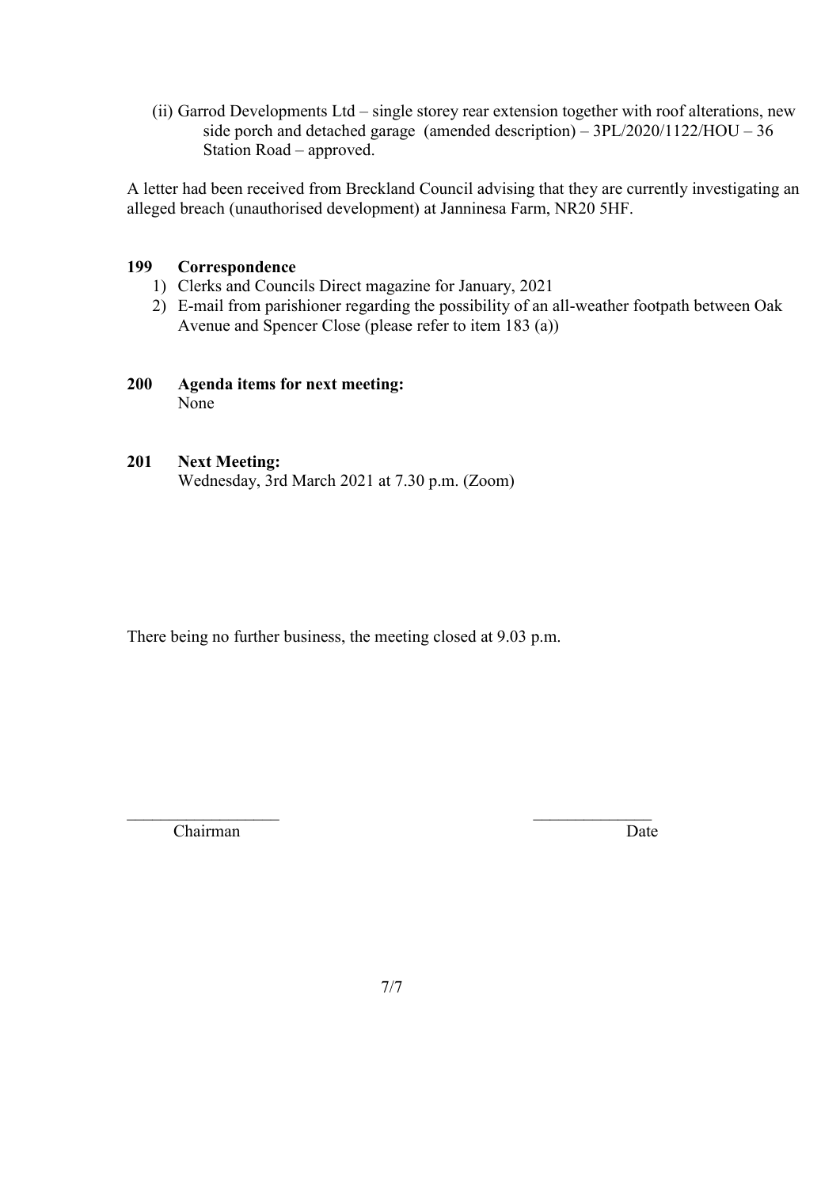(ii) Garrod Developments Ltd – single storey rear extension together with roof alterations, new side porch and detached garage (amended description) – 3PL/2020/1122/HOU – 36 Station Road – approved.

A letter had been received from Breckland Council advising that they are currently investigating an alleged breach (unauthorised development) at Janninesa Farm, NR20 5HF.

**199 Correspondence**

1) Clerks and Councils Direct magazine for January, 2021
2) E-mail from parishioner regarding the possibility of an all-weather footpath between Oak Avenue and Spencer Close (please refer to item 183 (a))

**200 Agenda items for next meeting:**

None

**201 Next Meeting:**

Wednesday, 3rd March 2021 at 7.30 p.m. (Zoom)

There being no further business, the meeting closed at 9.03 p.m.

\_\_\_\_\_\_\_\_\_\_\_\_\_\_\_\_\_\_ \_\_\_\_\_\_\_\_\_\_\_\_\_\_

Chairman Date